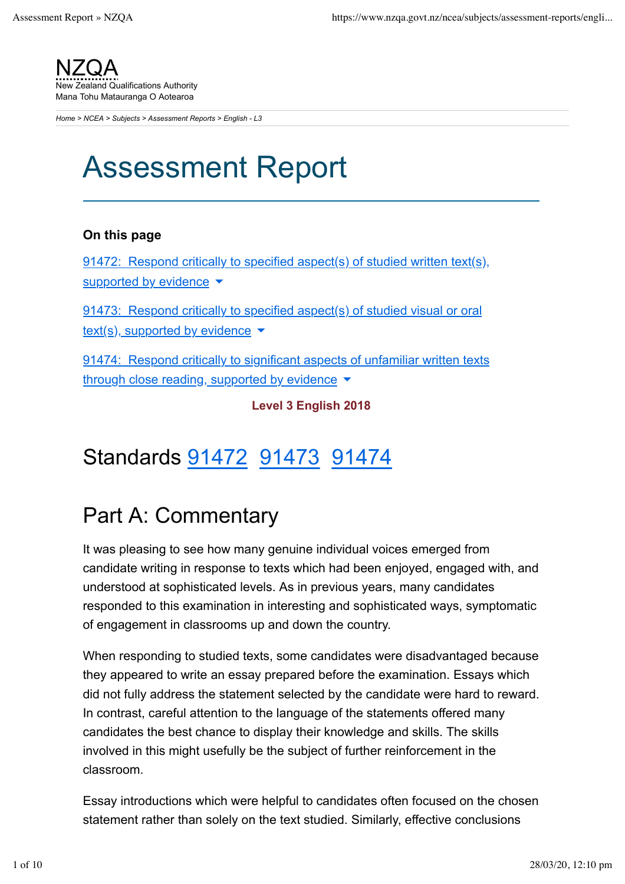NZQA
New Zealand Qualifications Authority
Mana Tohu Matauranga O Aotearoa

Home > NCEA > Subjects > Assessment Reports > English - L3

# Assessment Report

**On this page**

91472: Respond critically to specified aspect(s) of studied written text(s), supported by evidence

91473: Respond critically to specified aspect(s) of studied visual or oral text(s), supported by evidence

91474: Respond critically to significant aspects of unfamiliar written texts through close reading, supported by evidence

**Level 3 English 2018**

## Standards 91472 91473 91474

## Part A: Commentary

It was pleasing to see how many genuine individual voices emerged from candidate writing in response to texts which had been enjoyed, engaged with, and understood at sophisticated levels. As in previous years, many candidates responded to this examination in interesting and sophisticated ways, symptomatic of engagement in classrooms up and down the country.

When responding to studied texts, some candidates were disadvantaged because they appeared to write an essay prepared before the examination. Essays which did not fully address the statement selected by the candidate were hard to reward. In contrast, careful attention to the language of the statements offered many candidates the best chance to display their knowledge and skills. The skills involved in this might usefully be the subject of further reinforcement in the classroom.

Essay introductions which were helpful to candidates often focused on the chosen statement rather than solely on the text studied. Similarly, effective conclusions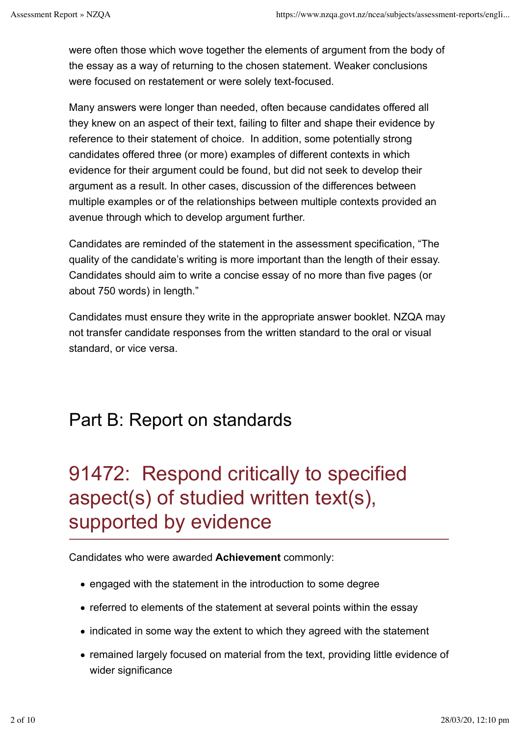were often those which wove together the elements of argument from the body of the essay as a way of returning to the chosen statement. Weaker conclusions were focused on restatement or were solely text-focused.

Many answers were longer than needed, often because candidates offered all they knew on an aspect of their text, failing to filter and shape their evidence by reference to their statement of choice. In addition, some potentially strong candidates offered three (or more) examples of different contexts in which evidence for their argument could be found, but did not seek to develop their argument as a result. In other cases, discussion of the differences between multiple examples or of the relationships between multiple contexts provided an avenue through which to develop argument further.

Candidates are reminded of the statement in the assessment specification, "The quality of the candidate's writing is more important than the length of their essay. Candidates should aim to write a concise essay of no more than five pages (or about 750 words) in length."

Candidates must ensure they write in the appropriate answer booklet. NZQA may not transfer candidate responses from the written standard to the oral or visual standard, or vice versa.

## Part B: Report on standards

# 91472: Respond critically to specified aspect(s) of studied written text(s), supported by evidence

Candidates who were awarded **Achievement** commonly:

- engaged with the statement in the introduction to some degree
- referred to elements of the statement at several points within the essay
- indicated in some way the extent to which they agreed with the statement
- remained largely focused on material from the text, providing little evidence of wider significance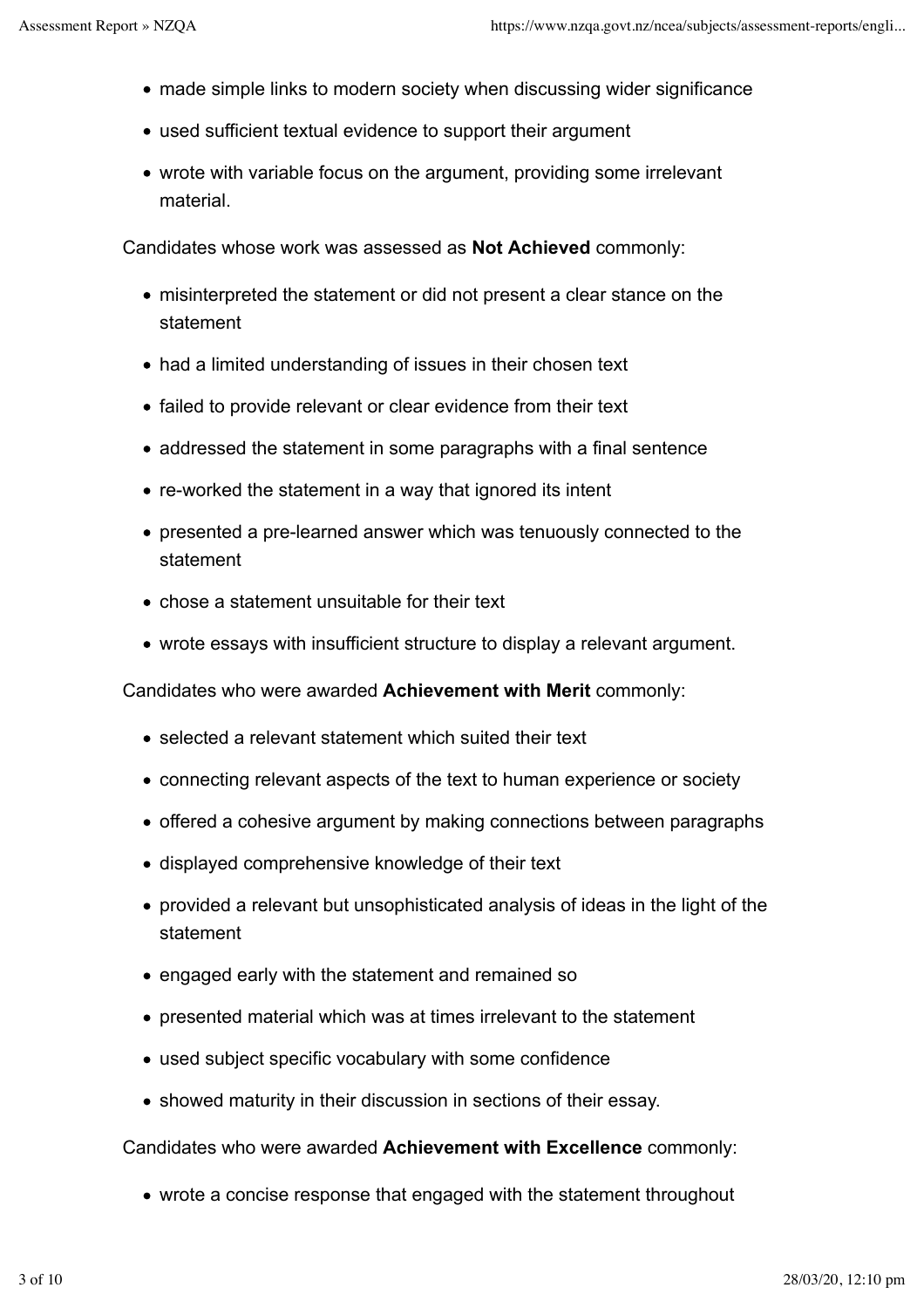- made simple links to modern society when discussing wider significance
- used sufficient textual evidence to support their argument
- wrote with variable focus on the argument, providing some irrelevant material.

Candidates whose work was assessed as **Not Achieved** commonly:

- misinterpreted the statement or did not present a clear stance on the statement
- had a limited understanding of issues in their chosen text
- failed to provide relevant or clear evidence from their text
- addressed the statement in some paragraphs with a final sentence
- re-worked the statement in a way that ignored its intent
- presented a pre-learned answer which was tenuously connected to the statement
- chose a statement unsuitable for their text
- wrote essays with insufficient structure to display a relevant argument.

Candidates who were awarded **Achievement with Merit** commonly:

- selected a relevant statement which suited their text
- connecting relevant aspects of the text to human experience or society
- offered a cohesive argument by making connections between paragraphs
- displayed comprehensive knowledge of their text
- provided a relevant but unsophisticated analysis of ideas in the light of the statement
- engaged early with the statement and remained so
- presented material which was at times irrelevant to the statement
- used subject specific vocabulary with some confidence
- showed maturity in their discussion in sections of their essay.

Candidates who were awarded **Achievement with Excellence** commonly:

- wrote a concise response that engaged with the statement throughout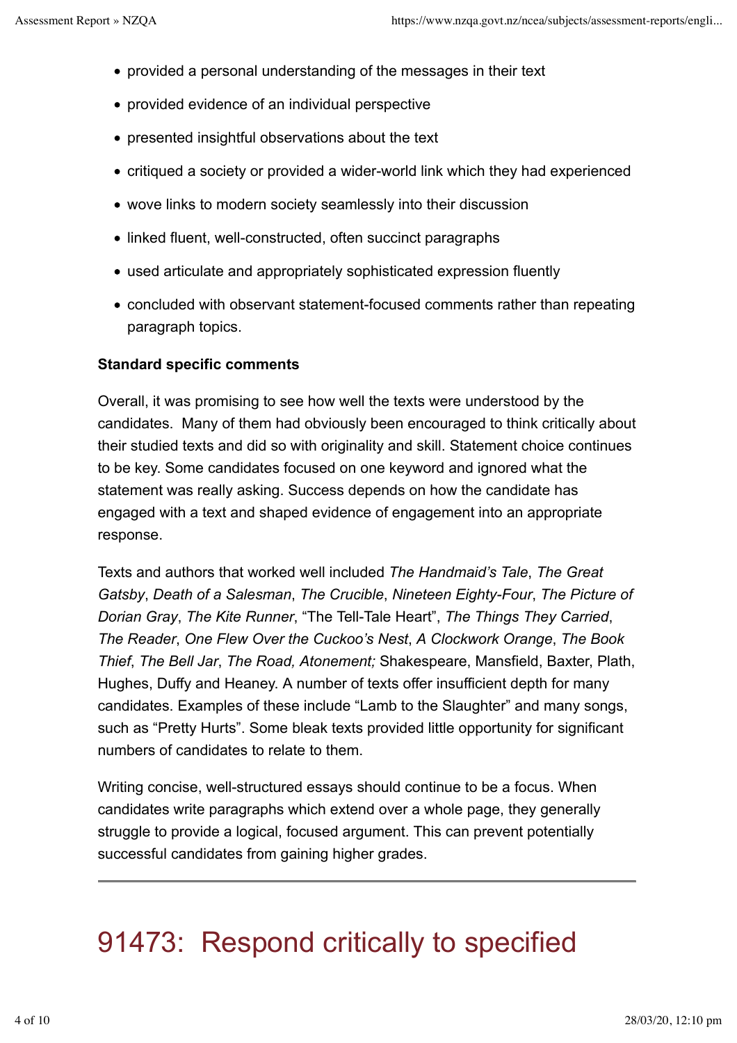- provided a personal understanding of the messages in their text
- provided evidence of an individual perspective
- presented insightful observations about the text
- critiqued a society or provided a wider-world link which they had experienced
- wove links to modern society seamlessly into their discussion
- linked fluent, well-constructed, often succinct paragraphs
- used articulate and appropriately sophisticated expression fluently
- concluded with observant statement-focused comments rather than repeating paragraph topics.

**Standard specific comments**

Overall, it was promising to see how well the texts were understood by the candidates. Many of them had obviously been encouraged to think critically about their studied texts and did so with originality and skill. Statement choice continues to be key. Some candidates focused on one keyword and ignored what the statement was really asking. Success depends on how the candidate has engaged with a text and shaped evidence of engagement into an appropriate response.

Texts and authors that worked well included *The Handmaid's Tale*, *The Great Gatsby*, *Death of a Salesman*, *The Crucible*, *Nineteen Eighty-Four*, *The Picture of Dorian Gray*, *The Kite Runner*, "The Tell-Tale Heart", *The Things They Carried*, *The Reader*, *One Flew Over the Cuckoo's Nest*, *A Clockwork Orange*, *The Book Thief*, *The Bell Jar*, *The Road, Atonement;* Shakespeare, Mansfield, Baxter, Plath, Hughes, Duffy and Heaney. A number of texts offer insufficient depth for many candidates. Examples of these include "Lamb to the Slaughter" and many songs, such as "Pretty Hurts". Some bleak texts provided little opportunity for significant numbers of candidates to relate to them.

Writing concise, well-structured essays should continue to be a focus. When candidates write paragraphs which extend over a whole page, they generally struggle to provide a logical, focused argument. This can prevent potentially successful candidates from gaining higher grades.

---

# 91473: Respond critically to specified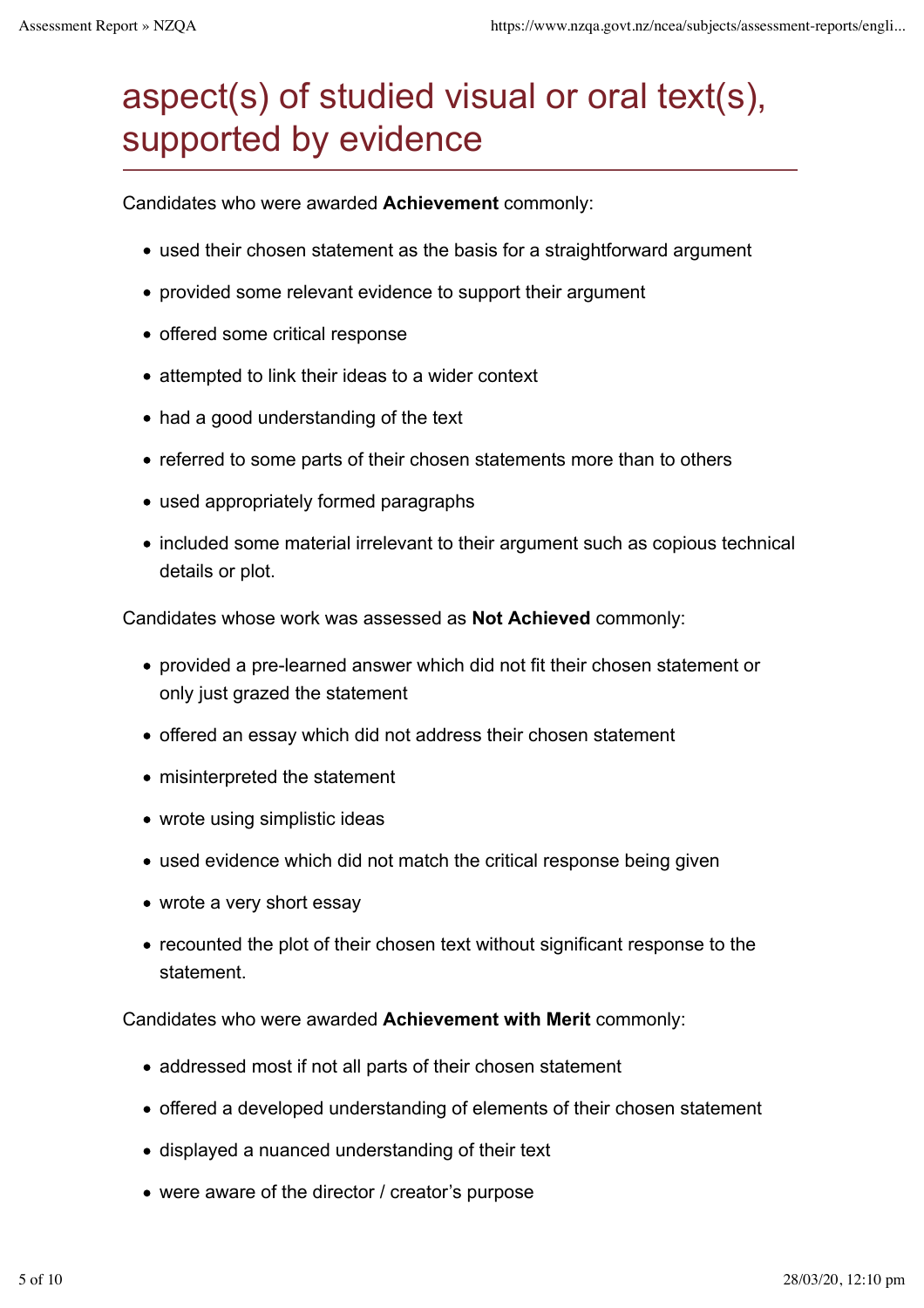# aspect(s) of studied visual or oral text(s), supported by evidence

Candidates who were awarded **Achievement** commonly:

- used their chosen statement as the basis for a straightforward argument
- provided some relevant evidence to support their argument
- offered some critical response
- attempted to link their ideas to a wider context
- had a good understanding of the text
- referred to some parts of their chosen statements more than to others
- used appropriately formed paragraphs
- included some material irrelevant to their argument such as copious technical details or plot.

Candidates whose work was assessed as **Not Achieved** commonly:

- provided a pre-learned answer which did not fit their chosen statement or only just grazed the statement
- offered an essay which did not address their chosen statement
- misinterpreted the statement
- wrote using simplistic ideas
- used evidence which did not match the critical response being given
- wrote a very short essay
- recounted the plot of their chosen text without significant response to the statement.

Candidates who were awarded **Achievement with Merit** commonly:

- addressed most if not all parts of their chosen statement
- offered a developed understanding of elements of their chosen statement
- displayed a nuanced understanding of their text
- were aware of the director / creator’s purpose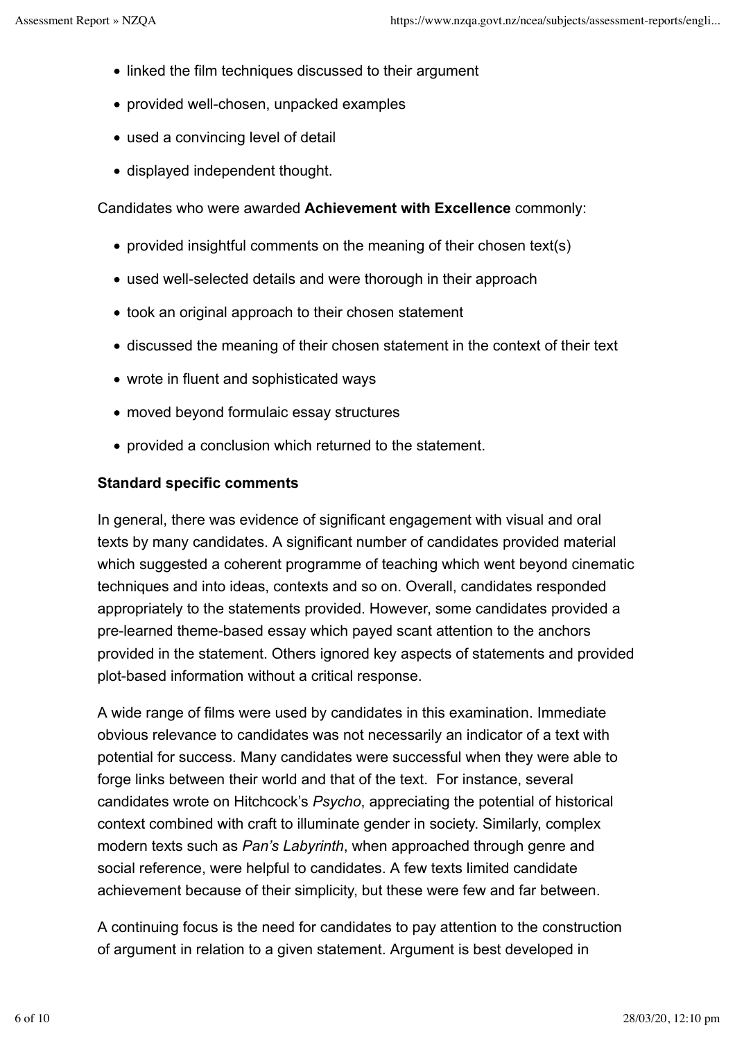- linked the film techniques discussed to their argument
- provided well-chosen, unpacked examples
- used a convincing level of detail
- displayed independent thought.

Candidates who were awarded **Achievement with Excellence** commonly:

- provided insightful comments on the meaning of their chosen text(s)
- used well-selected details and were thorough in their approach
- took an original approach to their chosen statement
- discussed the meaning of their chosen statement in the context of their text
- wrote in fluent and sophisticated ways
- moved beyond formulaic essay structures
- provided a conclusion which returned to the statement.

**Standard specific comments**

In general, there was evidence of significant engagement with visual and oral texts by many candidates. A significant number of candidates provided material which suggested a coherent programme of teaching which went beyond cinematic techniques and into ideas, contexts and so on. Overall, candidates responded appropriately to the statements provided. However, some candidates provided a pre-learned theme-based essay which payed scant attention to the anchors provided in the statement. Others ignored key aspects of statements and provided plot-based information without a critical response.

A wide range of films were used by candidates in this examination. Immediate obvious relevance to candidates was not necessarily an indicator of a text with potential for success. Many candidates were successful when they were able to forge links between their world and that of the text. For instance, several candidates wrote on Hitchcock's *Psycho*, appreciating the potential of historical context combined with craft to illuminate gender in society. Similarly, complex modern texts such as *Pan's Labyrinth*, when approached through genre and social reference, were helpful to candidates. A few texts limited candidate achievement because of their simplicity, but these were few and far between.

A continuing focus is the need for candidates to pay attention to the construction of argument in relation to a given statement. Argument is best developed in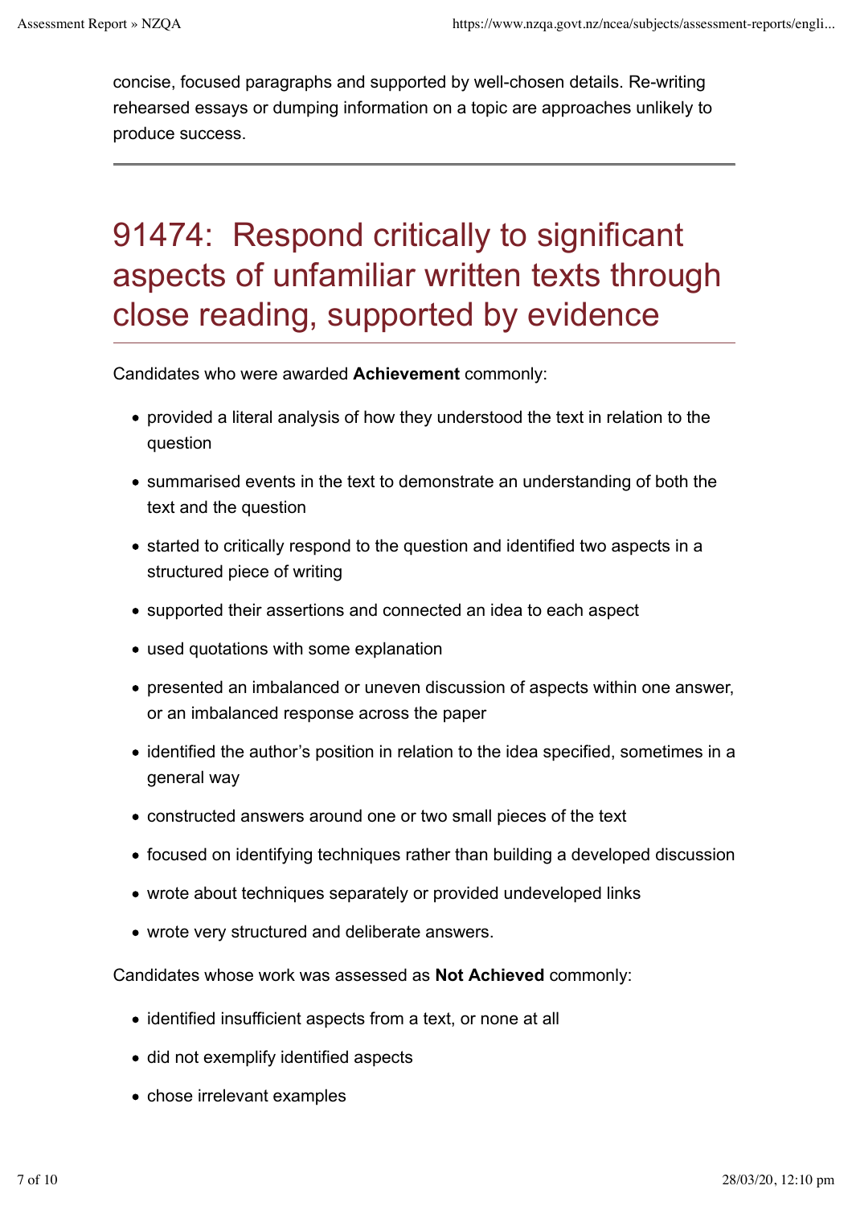concise, focused paragraphs and supported by well-chosen details. Re-writing rehearsed essays or dumping information on a topic are approaches unlikely to produce success.

---

# 91474: Respond critically to significant aspects of unfamiliar written texts through close reading, supported by evidence

Candidates who were awarded **Achievement** commonly:

- provided a literal analysis of how they understood the text in relation to the question
- summarised events in the text to demonstrate an understanding of both the text and the question
- started to critically respond to the question and identified two aspects in a structured piece of writing
- supported their assertions and connected an idea to each aspect
- used quotations with some explanation
- presented an imbalanced or uneven discussion of aspects within one answer, or an imbalanced response across the paper
- identified the author's position in relation to the idea specified, sometimes in a general way
- constructed answers around one or two small pieces of the text
- focused on identifying techniques rather than building a developed discussion
- wrote about techniques separately or provided undeveloped links
- wrote very structured and deliberate answers.

Candidates whose work was assessed as **Not Achieved** commonly:

- identified insufficient aspects from a text, or none at all
- did not exemplify identified aspects
- chose irrelevant examples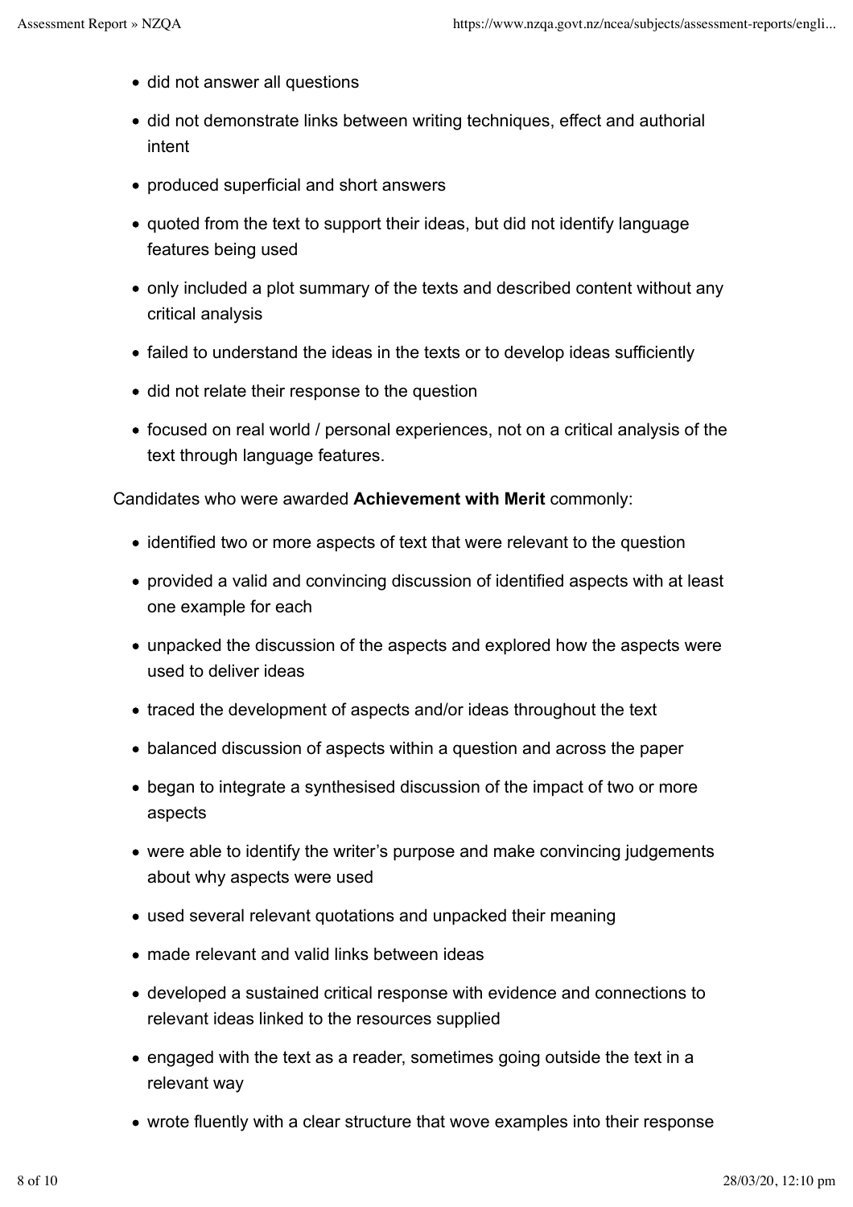- did not answer all questions
- did not demonstrate links between writing techniques, effect and authorial intent
- produced superficial and short answers
- quoted from the text to support their ideas, but did not identify language features being used
- only included a plot summary of the texts and described content without any critical analysis
- failed to understand the ideas in the texts or to develop ideas sufficiently
- did not relate their response to the question
- focused on real world / personal experiences, not on a critical analysis of the text through language features.

Candidates who were awarded **Achievement with Merit** commonly:

- identified two or more aspects of text that were relevant to the question
- provided a valid and convincing discussion of identified aspects with at least one example for each
- unpacked the discussion of the aspects and explored how the aspects were used to deliver ideas
- traced the development of aspects and/or ideas throughout the text
- balanced discussion of aspects within a question and across the paper
- began to integrate a synthesised discussion of the impact of two or more aspects
- were able to identify the writer's purpose and make convincing judgements about why aspects were used
- used several relevant quotations and unpacked their meaning
- made relevant and valid links between ideas
- developed a sustained critical response with evidence and connections to relevant ideas linked to the resources supplied
- engaged with the text as a reader, sometimes going outside the text in a relevant way
- wrote fluently with a clear structure that wove examples into their response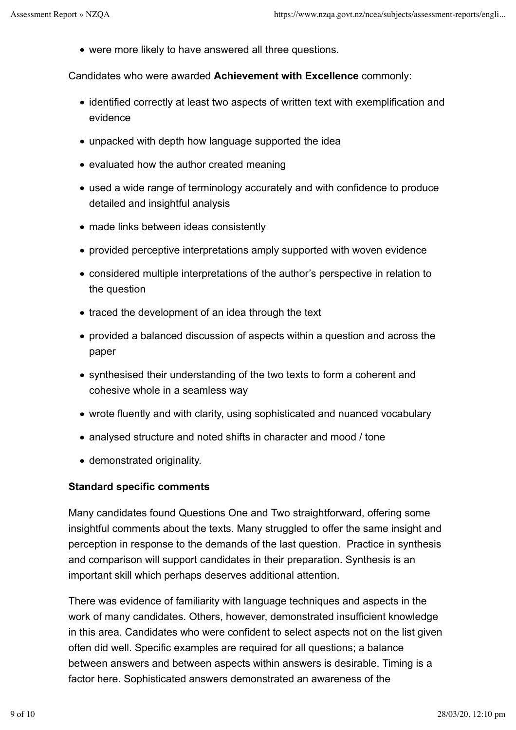- were more likely to have answered all three questions.

Candidates who were awarded **Achievement with Excellence** commonly:

- identified correctly at least two aspects of written text with exemplification and evidence
- unpacked with depth how language supported the idea
- evaluated how the author created meaning
- used a wide range of terminology accurately and with confidence to produce detailed and insightful analysis
- made links between ideas consistently
- provided perceptive interpretations amply supported with woven evidence
- considered multiple interpretations of the author's perspective in relation to the question
- traced the development of an idea through the text
- provided a balanced discussion of aspects within a question and across the paper
- synthesised their understanding of the two texts to form a coherent and cohesive whole in a seamless way
- wrote fluently and with clarity, using sophisticated and nuanced vocabulary
- analysed structure and noted shifts in character and mood / tone
- demonstrated originality.

**Standard specific comments**

Many candidates found Questions One and Two straightforward, offering some insightful comments about the texts. Many struggled to offer the same insight and perception in response to the demands of the last question. Practice in synthesis and comparison will support candidates in their preparation. Synthesis is an important skill which perhaps deserves additional attention.

There was evidence of familiarity with language techniques and aspects in the work of many candidates. Others, however, demonstrated insufficient knowledge in this area. Candidates who were confident to select aspects not on the list given often did well. Specific examples are required for all questions; a balance between answers and between aspects within answers is desirable. Timing is a factor here. Sophisticated answers demonstrated an awareness of the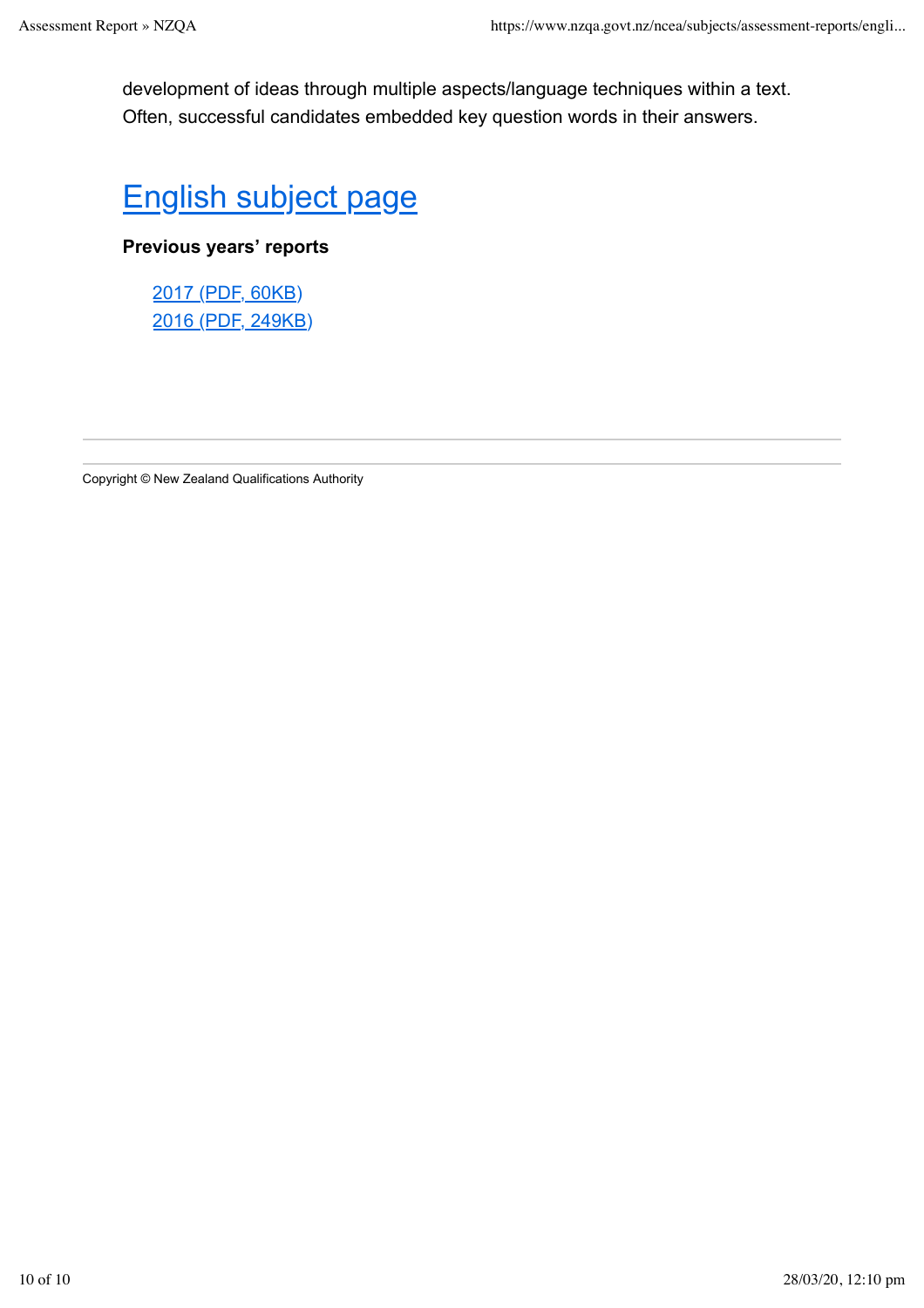development of ideas through multiple aspects/language techniques within a text. Often, successful candidates embedded key question words in their answers.

## English subject page

**Previous years' reports**

2017 (PDF, 60KB)
2016 (PDF, 249KB)

Copyright © New Zealand Qualifications Authority